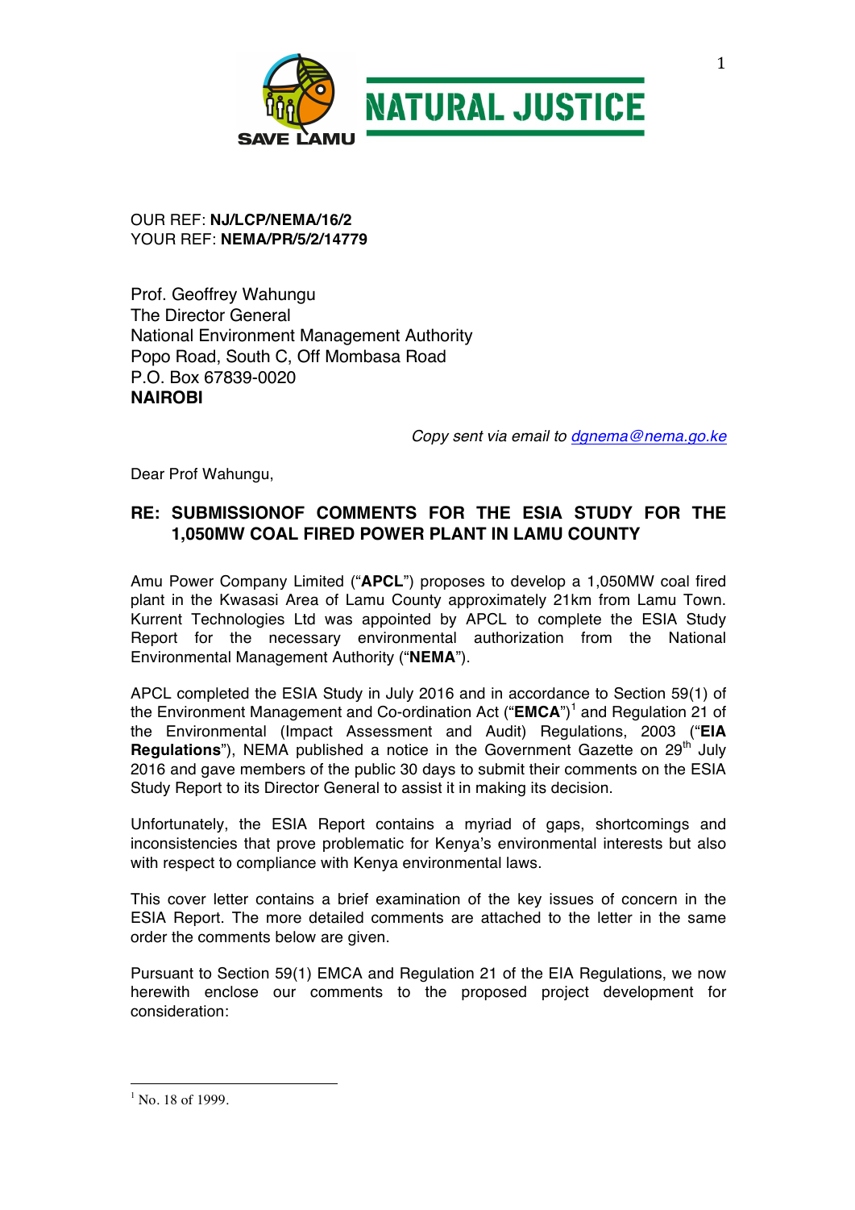OUR REF: **NJ/LCP/NEMA/16/2**
YOUR REF: **NEMA/PR/5/2/14779**

Prof. Geoffrey Wahungu
The Director General
National Environment Management Authority
Popo Road, South C, Off Mombasa Road
P.O. Box 67839-0020
**NAIROBI**

*Copy sent via email to dgnema@nema.go.ke*

Dear Prof Wahungu,

**RE: SUBMISSIONOF COMMENTS FOR THE ESIA STUDY FOR THE 1,050MW COAL FIRED POWER PLANT IN LAMU COUNTY**

Amu Power Company Limited ("**APCL**") proposes to develop a 1,050MW coal fired plant in the Kwasasi Area of Lamu County approximately 21km from Lamu Town. Kurrent Technologies Ltd was appointed by APCL to complete the ESIA Study Report for the necessary environmental authorization from the National Environmental Management Authority ("**NEMA**").

APCL completed the ESIA Study in July 2016 and in accordance to Section 59(1) of the Environment Management and Co-ordination Act ("**EMCA**")[1] and Regulation 21 of the Environmental (Impact Assessment and Audit) Regulations, 2003 ("**EIA Regulations**"), NEMA published a notice in the Government Gazette on 29th July 2016 and gave members of the public 30 days to submit their comments on the ESIA Study Report to its Director General to assist it in making its decision.

Unfortunately, the ESIA Report contains a myriad of gaps, shortcomings and inconsistencies that prove problematic for Kenya's environmental interests but also with respect to compliance with Kenya environmental laws.

This cover letter contains a brief examination of the key issues of concern in the ESIA Report. The more detailed comments are attached to the letter in the same order the comments below are given.

Pursuant to Section 59(1) EMCA and Regulation 21 of the EIA Regulations, we now herewith enclose our comments to the proposed project development for consideration:

[1] No. 18 of 1999.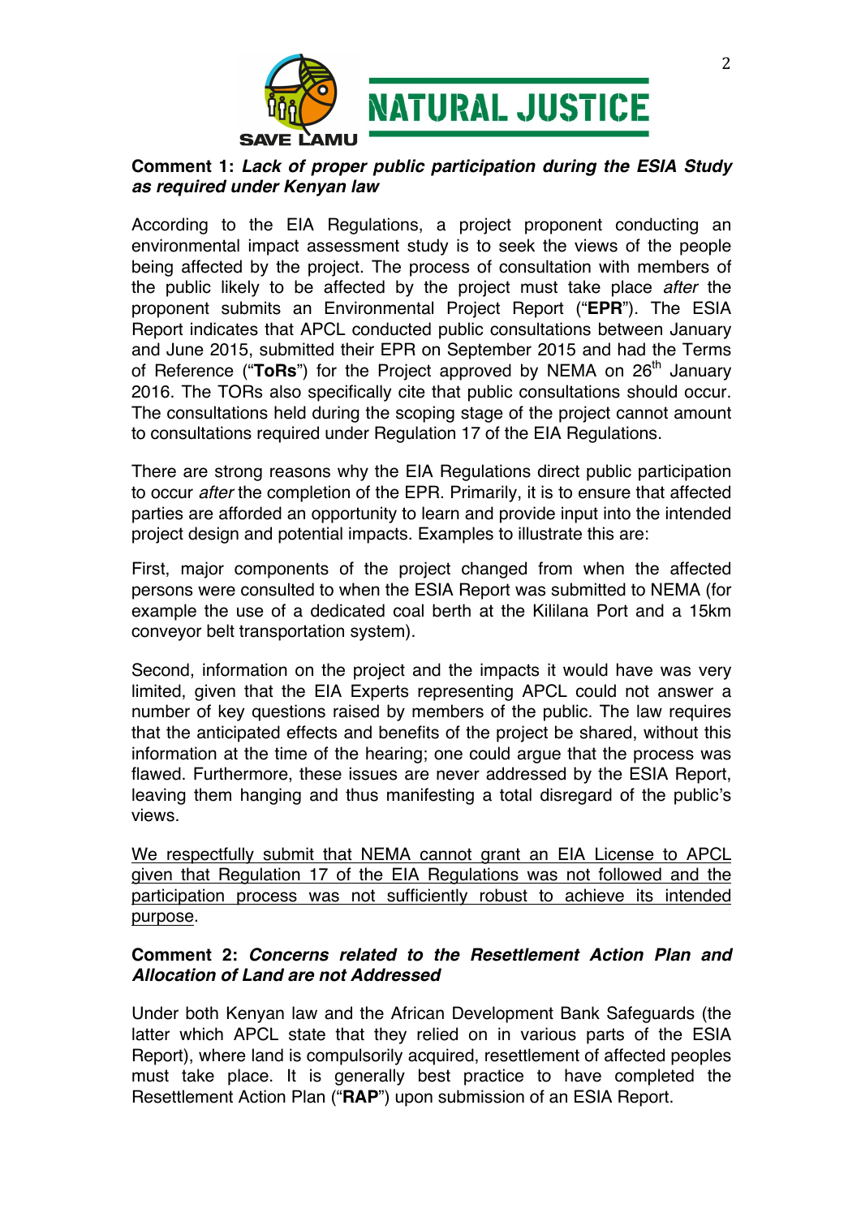**Comment 1:** ***Lack of proper public participation during the ESIA Study as required under Kenyan law***

According to the EIA Regulations, a project proponent conducting an environmental impact assessment study is to seek the views of the people being affected by the project. The process of consultation with members of the public likely to be affected by the project must take place *after* the proponent submits an Environmental Project Report ("**EPR**"). The ESIA Report indicates that APCL conducted public consultations between January and June 2015, submitted their EPR on September 2015 and had the Terms of Reference ("**ToRs**") for the Project approved by NEMA on 26th January 2016. The TORs also specifically cite that public consultations should occur. The consultations held during the scoping stage of the project cannot amount to consultations required under Regulation 17 of the EIA Regulations.

There are strong reasons why the EIA Regulations direct public participation to occur *after* the completion of the EPR. Primarily, it is to ensure that affected parties are afforded an opportunity to learn and provide input into the intended project design and potential impacts. Examples to illustrate this are:

First, major components of the project changed from when the affected persons were consulted to when the ESIA Report was submitted to NEMA (for example the use of a dedicated coal berth at the Kililana Port and a 15km conveyor belt transportation system).

Second, information on the project and the impacts it would have was very limited, given that the EIA Experts representing APCL could not answer a number of key questions raised by members of the public. The law requires that the anticipated effects and benefits of the project be shared, without this information at the time of the hearing; one could argue that the process was flawed. Furthermore, these issues are never addressed by the ESIA Report, leaving them hanging and thus manifesting a total disregard of the public's views.

<u>We respectfully submit that NEMA cannot grant an EIA License to APCL given that Regulation 17 of the EIA Regulations was not followed and the participation process was not sufficiently robust to achieve its intended purpose</u>.

**Comment 2:** ***Concerns related to the Resettlement Action Plan and Allocation of Land are not Addressed***

Under both Kenyan law and the African Development Bank Safeguards (the latter which APCL state that they relied on in various parts of the ESIA Report), where land is compulsorily acquired, resettlement of affected peoples must take place. It is generally best practice to have completed the Resettlement Action Plan ("**RAP**") upon submission of an ESIA Report.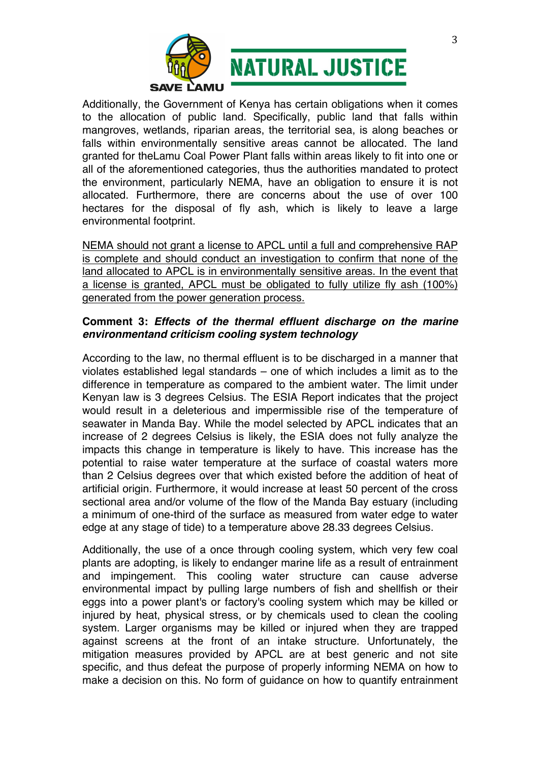Additionally, the Government of Kenya has certain obligations when it comes to the allocation of public land. Specifically, public land that falls within mangroves, wetlands, riparian areas, the territorial sea, is along beaches or falls within environmentally sensitive areas cannot be allocated. The land granted for theLamu Coal Power Plant falls within areas likely to fit into one or all of the aforementioned categories, thus the authorities mandated to protect the environment, particularly NEMA, have an obligation to ensure it is not allocated. Furthermore, there are concerns about the use of over 100 hectares for the disposal of fly ash, which is likely to leave a large environmental footprint.

<u>NEMA should not grant a license to APCL until a full and comprehensive RAP is complete and should conduct an investigation to confirm that none of the land allocated to APCL is in environmentally sensitive areas. In the event that a license is granted, APCL must be obligated to fully utilize fly ash (100%) generated from the power generation process.</u>

**Comment 3:** ***Effects of the thermal effluent discharge on the marine environmentand criticism cooling system technology***

According to the law, no thermal effluent is to be discharged in a manner that violates established legal standards – one of which includes a limit as to the difference in temperature as compared to the ambient water. The limit under Kenyan law is 3 degrees Celsius. The ESIA Report indicates that the project would result in a deleterious and impermissible rise of the temperature of seawater in Manda Bay. While the model selected by APCL indicates that an increase of 2 degrees Celsius is likely, the ESIA does not fully analyze the impacts this change in temperature is likely to have. This increase has the potential to raise water temperature at the surface of coastal waters more than 2 Celsius degrees over that which existed before the addition of heat of artificial origin. Furthermore, it would increase at least 50 percent of the cross sectional area and/or volume of the flow of the Manda Bay estuary (including a minimum of one-third of the surface as measured from water edge to water edge at any stage of tide) to a temperature above 28.33 degrees Celsius.

Additionally, the use of a once through cooling system, which very few coal plants are adopting, is likely to endanger marine life as a result of entrainment and impingement. This cooling water structure can cause adverse environmental impact by pulling large numbers of fish and shellfish or their eggs into a power plant's or factory's cooling system which may be killed or injured by heat, physical stress, or by chemicals used to clean the cooling system. Larger organisms may be killed or injured when they are trapped against screens at the front of an intake structure. Unfortunately, the mitigation measures provided by APCL are at best generic and not site specific, and thus defeat the purpose of properly informing NEMA on how to make a decision on this. No form of guidance on how to quantify entrainment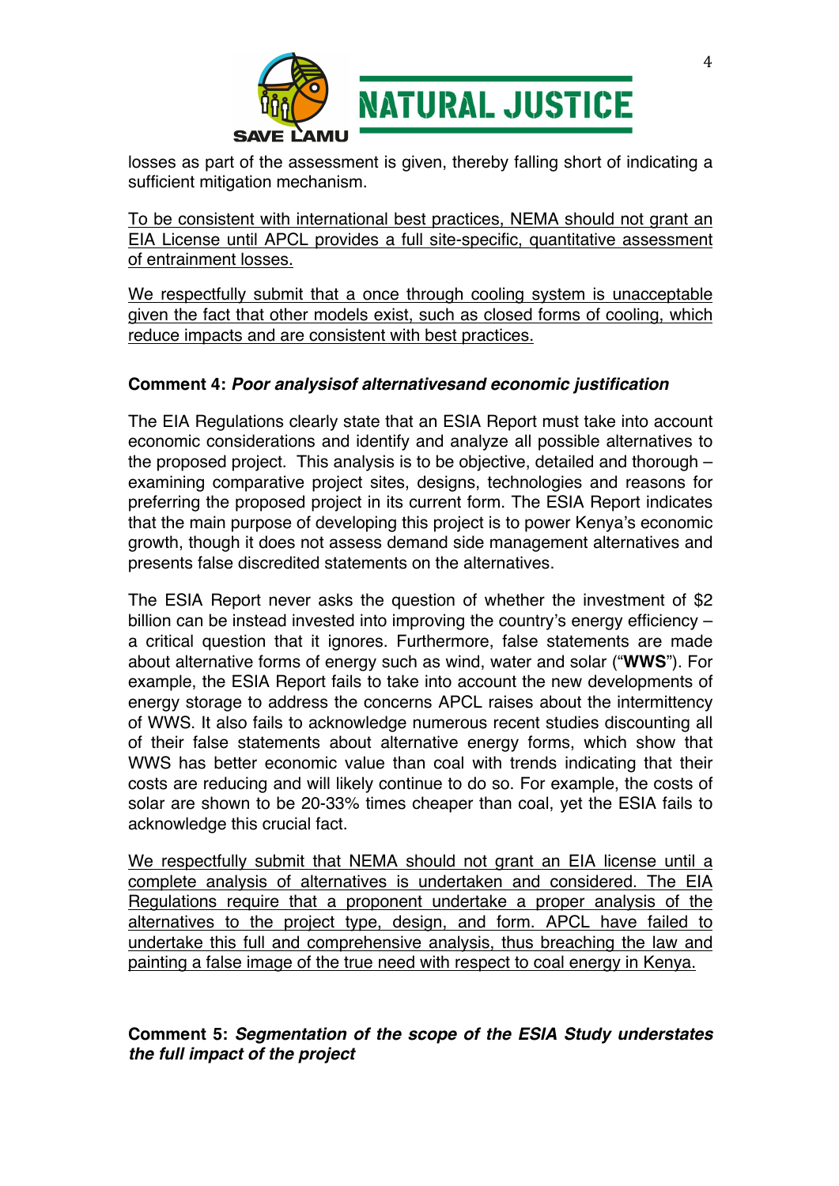losses as part of the assessment is given, thereby falling short of indicating a sufficient mitigation mechanism.

<u>To be consistent with international best practices, NEMA should not grant an EIA License until APCL provides a full site-specific, quantitative assessment of entrainment losses.</u>

<u>We respectfully submit that a once through cooling system is unacceptable given the fact that other models exist, such as closed forms of cooling, which reduce impacts and are consistent with best practices.</u>

**Comment 4:** ***Poor analysisof alternativesand economic justification***

The EIA Regulations clearly state that an ESIA Report must take into account economic considerations and identify and analyze all possible alternatives to the proposed project. This analysis is to be objective, detailed and thorough – examining comparative project sites, designs, technologies and reasons for preferring the proposed project in its current form. The ESIA Report indicates that the main purpose of developing this project is to power Kenya's economic growth, though it does not assess demand side management alternatives and presents false discredited statements on the alternatives.

The ESIA Report never asks the question of whether the investment of $2 billion can be instead invested into improving the country's energy efficiency – a critical question that it ignores. Furthermore, false statements are made about alternative forms of energy such as wind, water and solar ("**WWS**"). For example, the ESIA Report fails to take into account the new developments of energy storage to address the concerns APCL raises about the intermittency of WWS. It also fails to acknowledge numerous recent studies discounting all of their false statements about alternative energy forms, which show that WWS has better economic value than coal with trends indicating that their costs are reducing and will likely continue to do so. For example, the costs of solar are shown to be 20-33% times cheaper than coal, yet the ESIA fails to acknowledge this crucial fact.

<u>We respectfully submit that NEMA should not grant an EIA license until a complete analysis of alternatives is undertaken and considered. The EIA Regulations require that a proponent undertake a proper analysis of the alternatives to the project type, design, and form. APCL have failed to undertake this full and comprehensive analysis, thus breaching the law and painting a false image of the true need with respect to coal energy in Kenya.</u>

**Comment 5:** ***Segmentation of the scope of the ESIA Study understates the full impact of the project***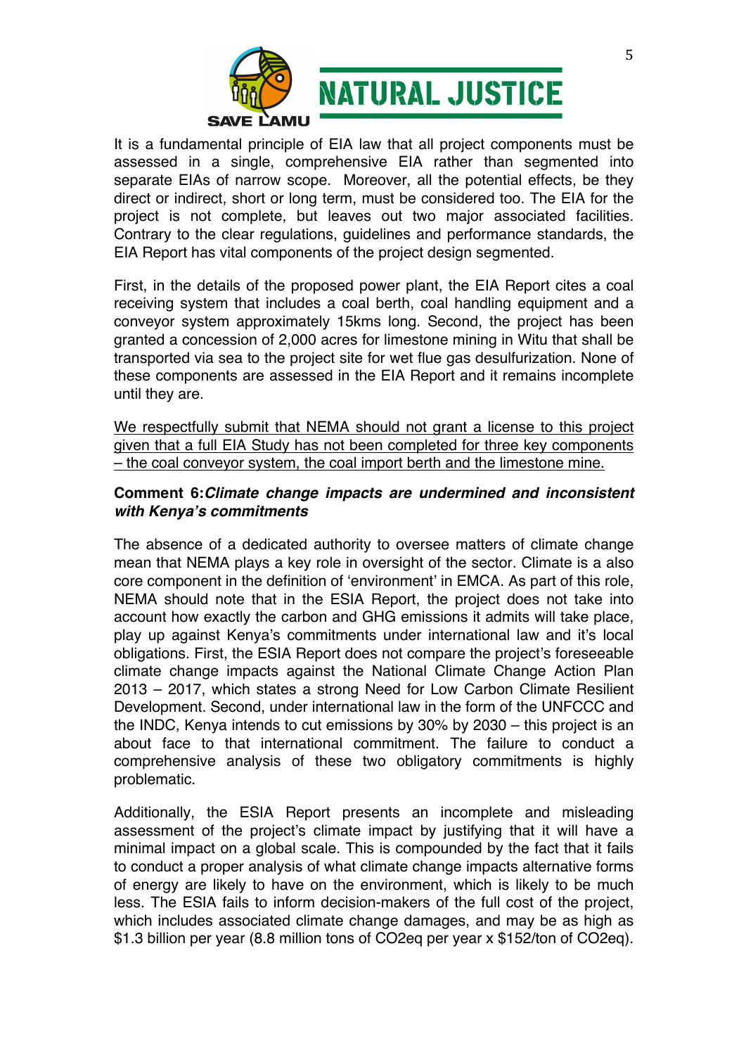It is a fundamental principle of EIA law that all project components must be assessed in a single, comprehensive EIA rather than segmented into separate EIAs of narrow scope. Moreover, all the potential effects, be they direct or indirect, short or long term, must be considered too. The EIA for the project is not complete, but leaves out two major associated facilities. Contrary to the clear regulations, guidelines and performance standards, the EIA Report has vital components of the project design segmented.

First, in the details of the proposed power plant, the EIA Report cites a coal receiving system that includes a coal berth, coal handling equipment and a conveyor system approximately 15kms long. Second, the project has been granted a concession of 2,000 acres for limestone mining in Witu that shall be transported via sea to the project site for wet flue gas desulfurization. None of these components are assessed in the EIA Report and it remains incomplete until they are.

<u>We respectfully submit that NEMA should not grant a license to this project given that a full EIA Study has not been completed for three key components – the coal conveyor system, the coal import berth and the limestone mine.</u>

**Comment 6:*Climate change impacts are undermined and inconsistent with Kenya's commitments***

The absence of a dedicated authority to oversee matters of climate change mean that NEMA plays a key role in oversight of the sector. Climate is a also core component in the definition of 'environment' in EMCA. As part of this role, NEMA should note that in the ESIA Report, the project does not take into account how exactly the carbon and GHG emissions it admits will take place, play up against Kenya's commitments under international law and it's local obligations. First, the ESIA Report does not compare the project's foreseeable climate change impacts against the National Climate Change Action Plan 2013 – 2017, which states a strong Need for Low Carbon Climate Resilient Development. Second, under international law in the form of the UNFCCC and the INDC, Kenya intends to cut emissions by 30% by 2030 – this project is an about face to that international commitment. The failure to conduct a comprehensive analysis of these two obligatory commitments is highly problematic.

Additionally, the ESIA Report presents an incomplete and misleading assessment of the project's climate impact by justifying that it will have a minimal impact on a global scale. This is compounded by the fact that it fails to conduct a proper analysis of what climate change impacts alternative forms of energy are likely to have on the environment, which is likely to be much less. The ESIA fails to inform decision-makers of the full cost of the project, which includes associated climate change damages, and may be as high as \$1.3 billion per year (8.8 million tons of $CO_2$eq per year x \$152/ton of $CO_2$eq).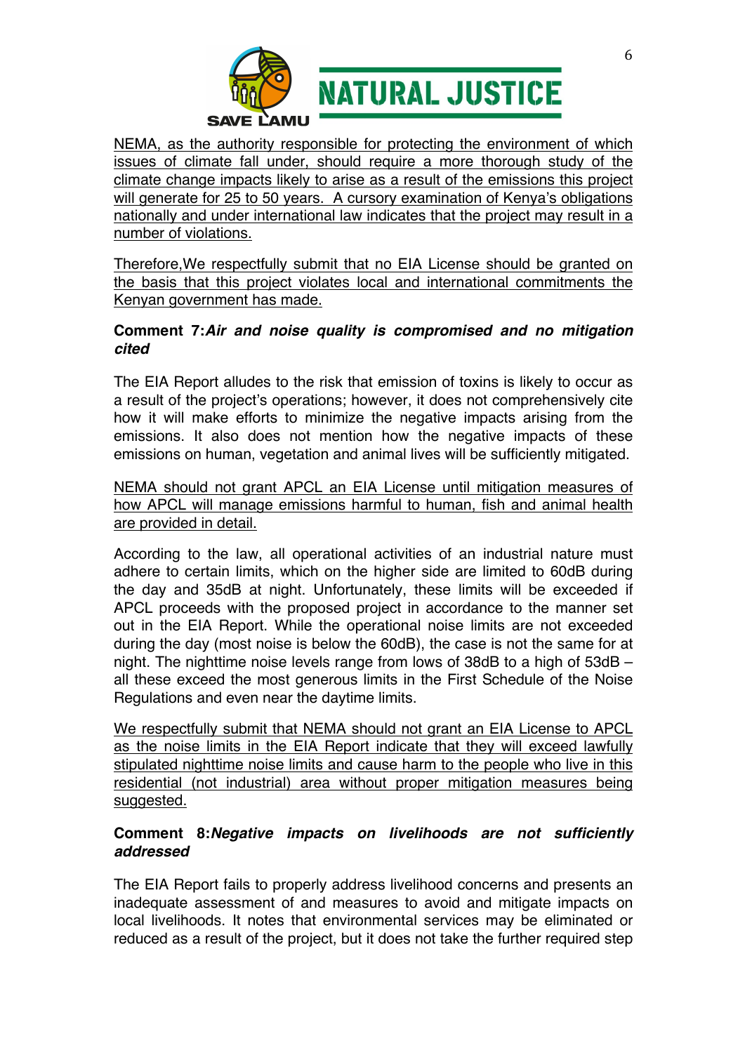<u>NEMA, as the authority responsible for protecting the environment of which issues of climate fall under, should require a more thorough study of the climate change impacts likely to arise as a result of the emissions this project will generate for 25 to 50 years. A cursory examination of Kenya's obligations nationally and under international law indicates that the project may result in a number of violations.</u>

<u>Therefore,We respectfully submit that no EIA License should be granted on the basis that this project violates local and international commitments the Kenyan government has made.</u>

**Comment 7:*Air and noise quality is compromised and no mitigation cited***

The EIA Report alludes to the risk that emission of toxins is likely to occur as a result of the project's operations; however, it does not comprehensively cite how it will make efforts to minimize the negative impacts arising from the emissions. It also does not mention how the negative impacts of these emissions on human, vegetation and animal lives will be sufficiently mitigated.

<u>NEMA should not grant APCL an EIA License until mitigation measures of how APCL will manage emissions harmful to human, fish and animal health are provided in detail.</u>

According to the law, all operational activities of an industrial nature must adhere to certain limits, which on the higher side are limited to 60dB during the day and 35dB at night. Unfortunately, these limits will be exceeded if APCL proceeds with the proposed project in accordance to the manner set out in the EIA Report. While the operational noise limits are not exceeded during the day (most noise is below the 60dB), the case is not the same for at night. The nighttime noise levels range from lows of 38dB to a high of 53dB – all these exceed the most generous limits in the First Schedule of the Noise Regulations and even near the daytime limits.

<u>We respectfully submit that NEMA should not grant an EIA License to APCL as the noise limits in the EIA Report indicate that they will exceed lawfully stipulated nighttime noise limits and cause harm to the people who live in this residential (not industrial) area without proper mitigation measures being suggested.</u>

**Comment 8:*Negative impacts on livelihoods are not sufficiently addressed***

The EIA Report fails to properly address livelihood concerns and presents an inadequate assessment of and measures to avoid and mitigate impacts on local livelihoods. It notes that environmental services may be eliminated or reduced as a result of the project, but it does not take the further required step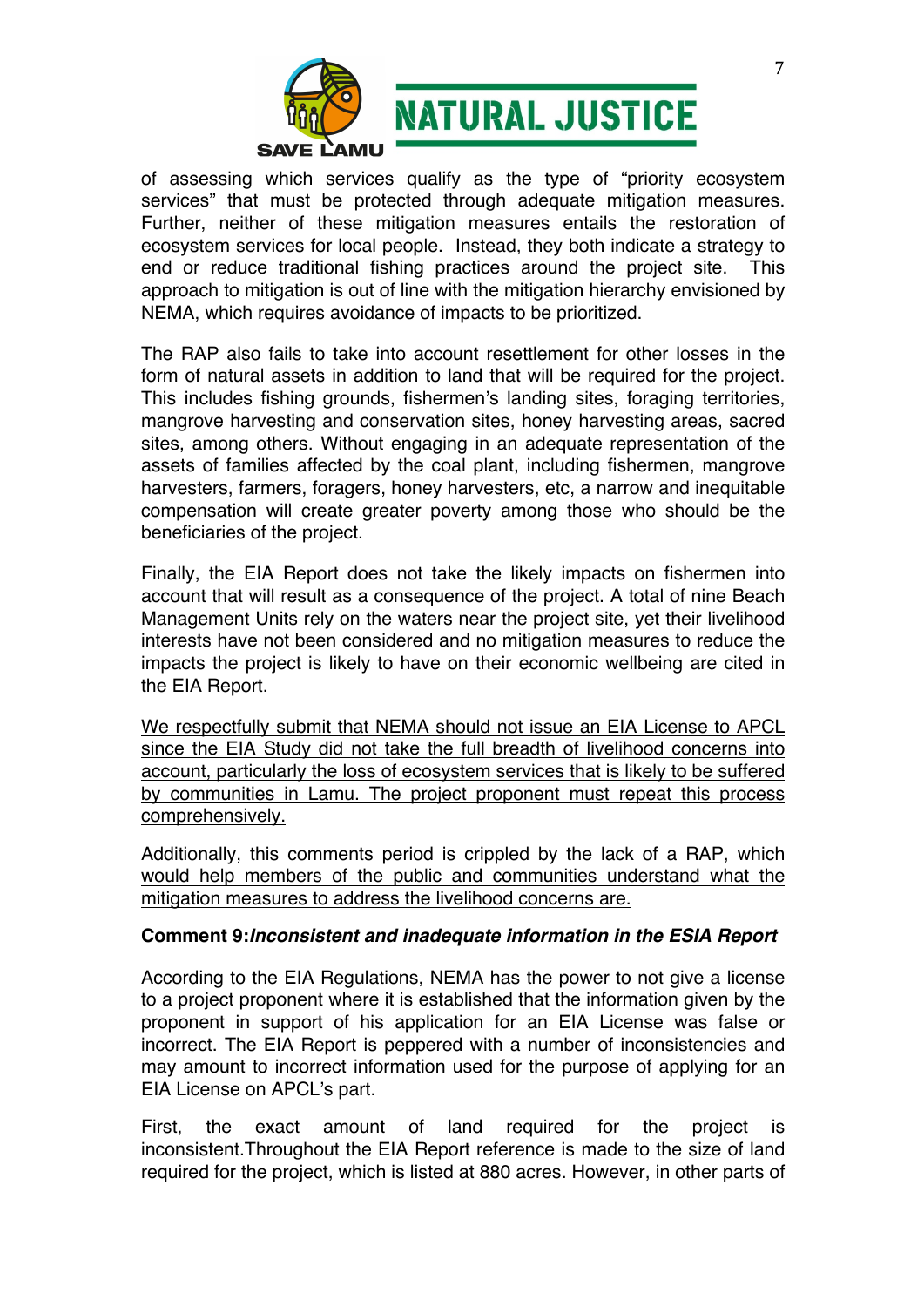of assessing which services qualify as the type of "priority ecosystem services" that must be protected through adequate mitigation measures. Further, neither of these mitigation measures entails the restoration of ecosystem services for local people. Instead, they both indicate a strategy to end or reduce traditional fishing practices around the project site. This approach to mitigation is out of line with the mitigation hierarchy envisioned by NEMA, which requires avoidance of impacts to be prioritized.

The RAP also fails to take into account resettlement for other losses in the form of natural assets in addition to land that will be required for the project. This includes fishing grounds, fishermen's landing sites, foraging territories, mangrove harvesting and conservation sites, honey harvesting areas, sacred sites, among others. Without engaging in an adequate representation of the assets of families affected by the coal plant, including fishermen, mangrove harvesters, farmers, foragers, honey harvesters, etc, a narrow and inequitable compensation will create greater poverty among those who should be the beneficiaries of the project.

Finally, the EIA Report does not take the likely impacts on fishermen into account that will result as a consequence of the project. A total of nine Beach Management Units rely on the waters near the project site, yet their livelihood interests have not been considered and no mitigation measures to reduce the impacts the project is likely to have on their economic wellbeing are cited in the EIA Report.

<u>We respectfully submit that NEMA should not issue an EIA License to APCL since the EIA Study did not take the full breadth of livelihood concerns into account, particularly the loss of ecosystem services that is likely to be suffered by communities in Lamu. The project proponent must repeat this process comprehensively.</u>

<u>Additionally, this comments period is crippled by the lack of a RAP, which would help members of the public and communities understand what the mitigation measures to address the livelihood concerns are.</u>

**Comment 9:*Inconsistent and inadequate information in the ESIA Report***

According to the EIA Regulations, NEMA has the power to not give a license to a project proponent where it is established that the information given by the proponent in support of his application for an EIA License was false or incorrect. The EIA Report is peppered with a number of inconsistencies and may amount to incorrect information used for the purpose of applying for an EIA License on APCL's part.

First, the exact amount of land required for the project is inconsistent.Throughout the EIA Report reference is made to the size of land required for the project, which is listed at 880 acres. However, in other parts of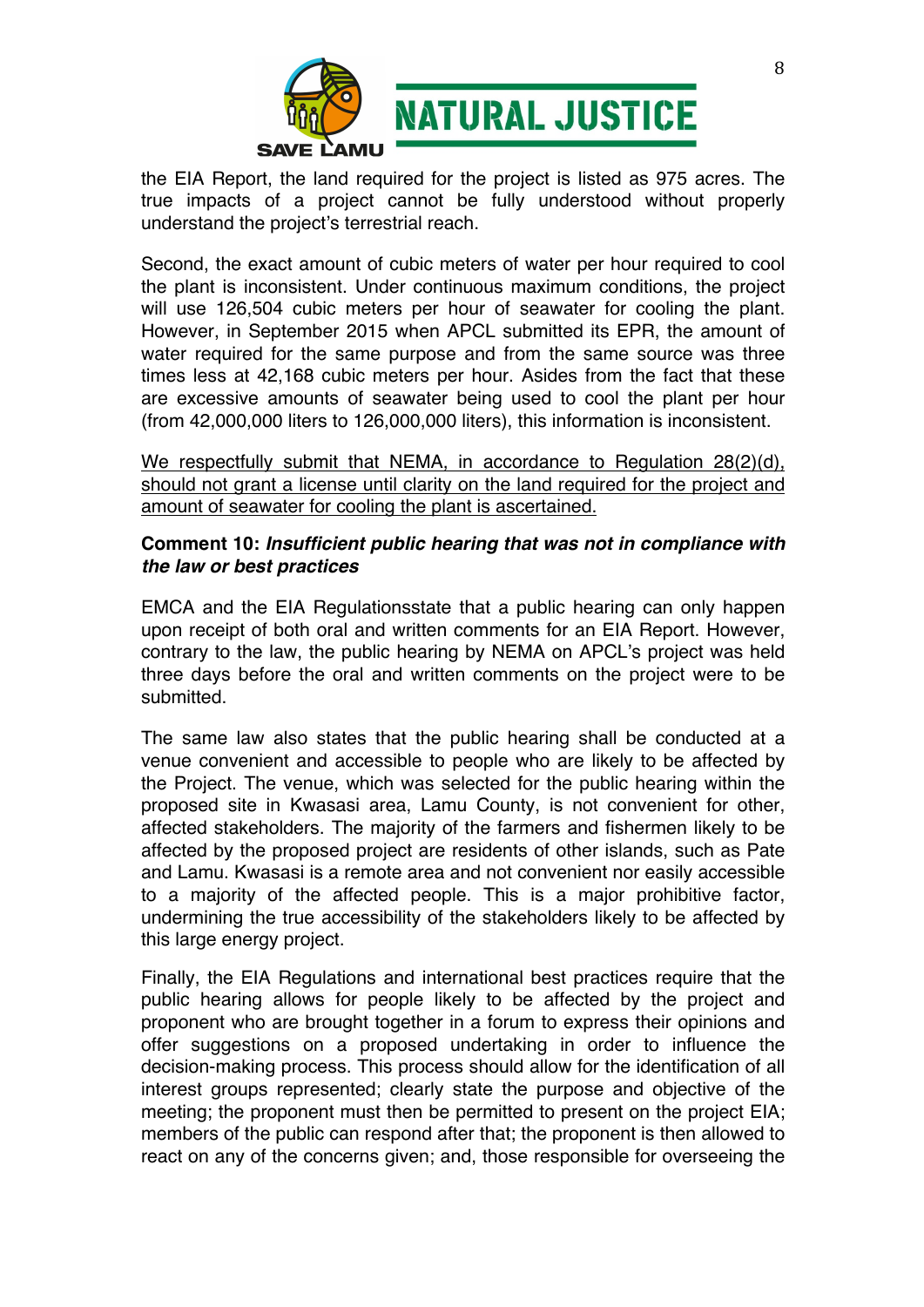the EIA Report, the land required for the project is listed as 975 acres. The true impacts of a project cannot be fully understood without properly understand the project's terrestrial reach.

Second, the exact amount of cubic meters of water per hour required to cool the plant is inconsistent. Under continuous maximum conditions, the project will use 126,504 cubic meters per hour of seawater for cooling the plant. However, in September 2015 when APCL submitted its EPR, the amount of water required for the same purpose and from the same source was three times less at 42,168 cubic meters per hour. Asides from the fact that these are excessive amounts of seawater being used to cool the plant per hour (from 42,000,000 liters to 126,000,000 liters), this information is inconsistent.

<u>We respectfully submit that NEMA, in accordance to Regulation 28(2)(d), should not grant a license until clarity on the land required for the project and amount of seawater for cooling the plant is ascertained.</u>

**Comment 10: *Insufficient public hearing that was not in compliance with the law or best practices***

EMCA and the EIA Regulationsstate that a public hearing can only happen upon receipt of both oral and written comments for an EIA Report. However, contrary to the law, the public hearing by NEMA on APCL's project was held three days before the oral and written comments on the project were to be submitted.

The same law also states that the public hearing shall be conducted at a venue convenient and accessible to people who are likely to be affected by the Project. The venue, which was selected for the public hearing within the proposed site in Kwasasi area, Lamu County, is not convenient for other, affected stakeholders. The majority of the farmers and fishermen likely to be affected by the proposed project are residents of other islands, such as Pate and Lamu. Kwasasi is a remote area and not convenient nor easily accessible to a majority of the affected people. This is a major prohibitive factor, undermining the true accessibility of the stakeholders likely to be affected by this large energy project.

Finally, the EIA Regulations and international best practices require that the public hearing allows for people likely to be affected by the project and proponent who are brought together in a forum to express their opinions and offer suggestions on a proposed undertaking in order to influence the decision-making process. This process should allow for the identification of all interest groups represented; clearly state the purpose and objective of the meeting; the proponent must then be permitted to present on the project EIA; members of the public can respond after that; the proponent is then allowed to react on any of the concerns given; and, those responsible for overseeing the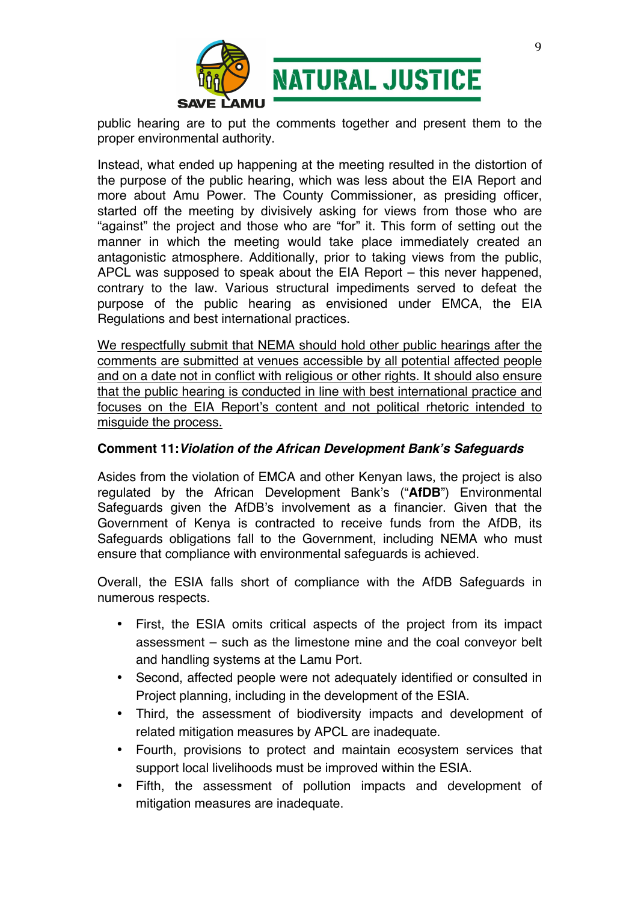public hearing are to put the comments together and present them to the proper environmental authority.

Instead, what ended up happening at the meeting resulted in the distortion of the purpose of the public hearing, which was less about the EIA Report and more about Amu Power. The County Commissioner, as presiding officer, started off the meeting by divisively asking for views from those who are "against" the project and those who are "for" it. This form of setting out the manner in which the meeting would take place immediately created an antagonistic atmosphere. Additionally, prior to taking views from the public, APCL was supposed to speak about the EIA Report – this never happened, contrary to the law. Various structural impediments served to defeat the purpose of the public hearing as envisioned under EMCA, the EIA Regulations and best international practices.

<u>We respectfully submit that NEMA should hold other public hearings after the comments are submitted at venues accessible by all potential affected people and on a date not in conflict with religious or other rights. It should also ensure that the public hearing is conducted in line with best international practice and focuses on the EIA Report's content and not political rhetoric intended to misguide the process.</u>

**Comment 11:** ***Violation of the African Development Bank's Safeguards***

Asides from the violation of EMCA and other Kenyan laws, the project is also regulated by the African Development Bank's ("**AfDB**") Environmental Safeguards given the AfDB's involvement as a financier. Given that the Government of Kenya is contracted to receive funds from the AfDB, its Safeguards obligations fall to the Government, including NEMA who must ensure that compliance with environmental safeguards is achieved.

Overall, the ESIA falls short of compliance with the AfDB Safeguards in numerous respects.

- First, the ESIA omits critical aspects of the project from its impact assessment – such as the limestone mine and the coal conveyor belt and handling systems at the Lamu Port.
- Second, affected people were not adequately identified or consulted in Project planning, including in the development of the ESIA.
- Third, the assessment of biodiversity impacts and development of related mitigation measures by APCL are inadequate.
- Fourth, provisions to protect and maintain ecosystem services that support local livelihoods must be improved within the ESIA.
- Fifth, the assessment of pollution impacts and development of mitigation measures are inadequate.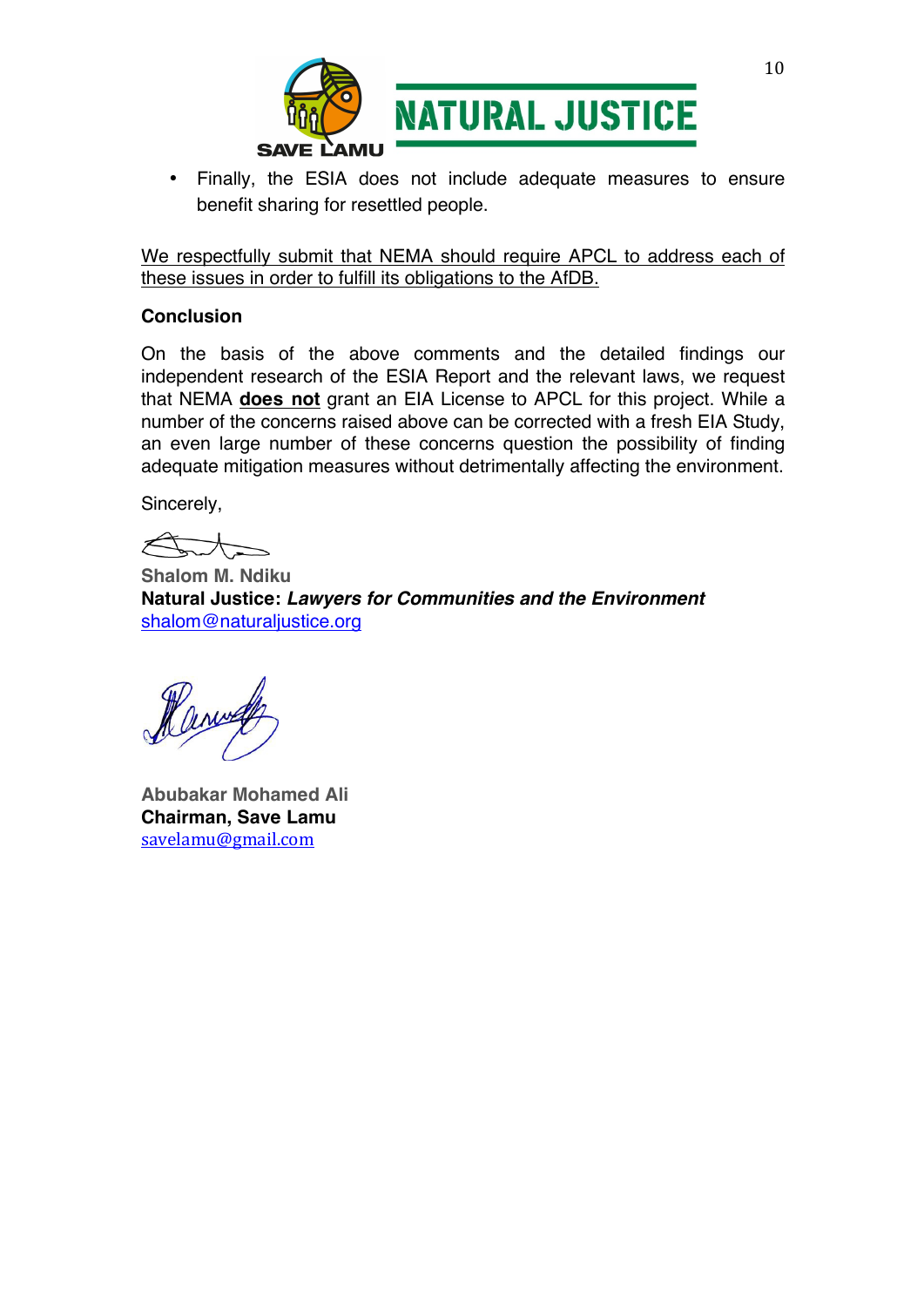- Finally, the ESIA does not include adequate measures to ensure benefit sharing for resettled people.

We respectfully submit that NEMA should require APCL to address each of these issues in order to fulfill its obligations to the AfDB.

**Conclusion**

On the basis of the above comments and the detailed findings our independent research of the ESIA Report and the relevant laws, we request that NEMA **does not** grant an EIA License to APCL for this project. While a number of the concerns raised above can be corrected with a fresh EIA Study, an even large number of these concerns question the possibility of finding adequate mitigation measures without detrimentally affecting the environment.

Sincerely,

**Shalom M. Ndiku**
**Natural Justice:** ***Lawyers for Communities and the Environment***
shalom@naturaljustice.org

**Abubakar Mohamed Ali**
**Chairman, Save Lamu**
savelamu@gmail.com